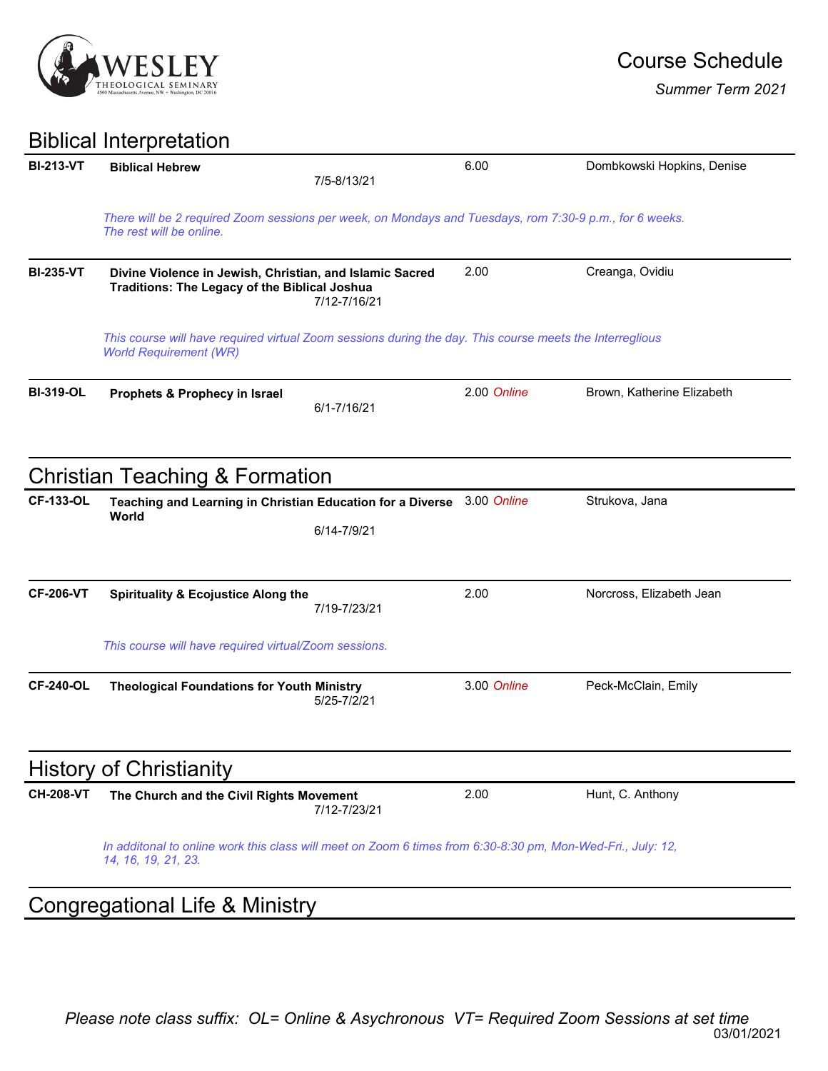# Course Schedule

*Summer Term 2021*

## Biblical Interpretation

**BI-213-VT** **Biblical Hebrew** 7/5-8/13/21 6.00 Dombkowski Hopkins, Denise

*There will be 2 required Zoom sessions per week, on Mondays and Tuesdays, rom 7:30-9 p.m., for 6 weeks. The rest will be online.*

**BI-235-VT** **Divine Violence in Jewish, Christian, and Islamic Sacred Traditions: The Legacy of the Biblical Joshua** 7/12-7/16/21 2.00 Creanga, Ovidiu

*This course will have required virtual Zoom sessions during the day. This course meets the Interreglious World Requirement (WR)*

**BI-319-OL** **Prophets & Prophecy in Israel** 6/1-7/16/21 2.00 *Online* Brown, Katherine Elizabeth

## Christian Teaching & Formation

**CF-133-OL** **Teaching and Learning in Christian Education for a Diverse World** 6/14-7/9/21 3.00 *Online* Strukova, Jana

**CF-206-VT** **Spirituality & Ecojustice Along the** 7/19-7/23/21 2.00 Norcross, Elizabeth Jean

*This course will have required virtual/Zoom sessions.*

**CF-240-OL** **Theological Foundations for Youth Ministry** 5/25-7/2/21 3.00 *Online* Peck-McClain, Emily

## History of Christianity

**CH-208-VT** **The Church and the Civil Rights Movement** 7/12-7/23/21 2.00 Hunt, C. Anthony

*In additonal to online work this class will meet on Zoom 6 times from 6:30-8:30 pm, Mon-Wed-Fri., July: 12, 14, 16, 19, 21, 23.*

## Congregational Life & Ministry

*Please note class suffix: OL= Online & Asychronous VT= Required Zoom Sessions at set time*

03/01/2021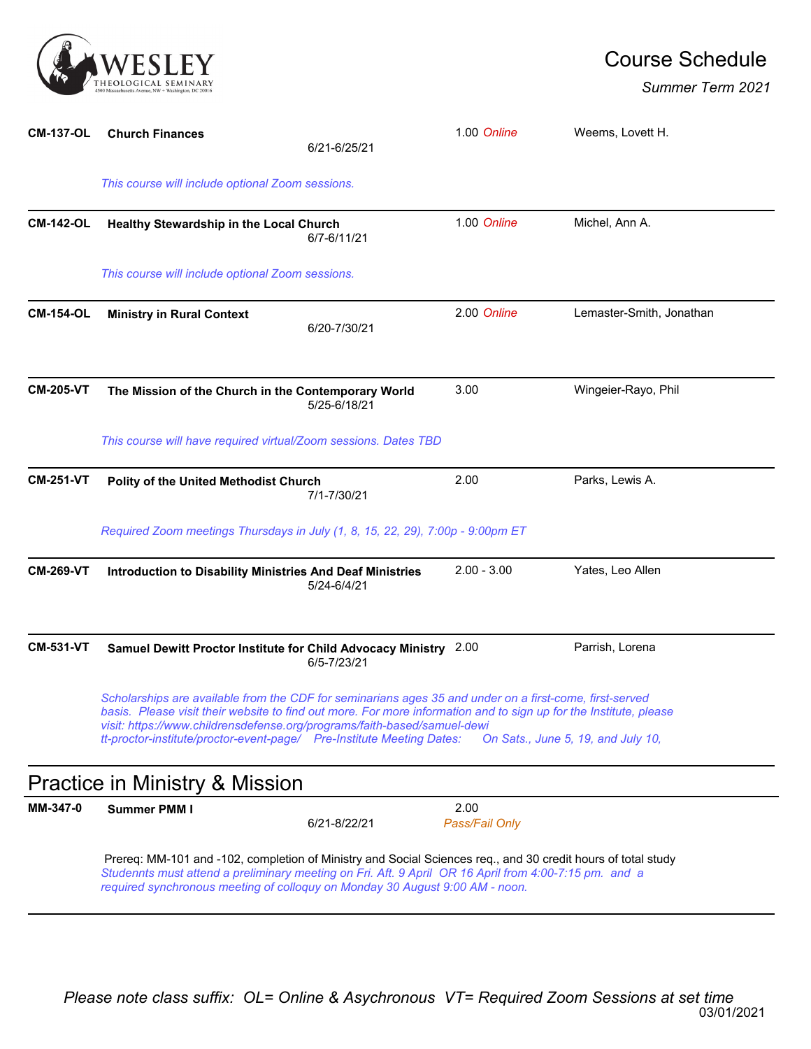**CM-137-OL** **Church Finances** 6/21-6/25/21 1.00 *Online* Weems, Lovett H.

*This course will include optional Zoom sessions.*

---

**CM-142-OL** **Healthy Stewardship in the Local Church** 6/7-6/11/21 1.00 *Online* Michel, Ann A.

*This course will include optional Zoom sessions.*

---

**CM-154-OL** **Ministry in Rural Context** 6/20-7/30/21 2.00 *Online* Lemaster-Smith, Jonathan

---

**CM-205-VT** **The Mission of the Church in the Contemporary World** 5/25-6/18/21 3.00 Wingeier-Rayo, Phil

*This course will have required virtual/Zoom sessions. Dates TBD*

---

**CM-251-VT** **Polity of the United Methodist Church** 7/1-7/30/21 2.00 Parks, Lewis A.

*Required Zoom meetings Thursdays in July (1, 8, 15, 22, 29), 7:00p - 9:00pm ET*

---

**CM-269-VT** **Introduction to Disability Ministries And Deaf Ministries** 5/24-6/4/21 2.00 - 3.00 Yates, Leo Allen

---

**CM-531-VT** **Samuel Dewitt Proctor Institute for Child Advocacy Ministry** 6/5-7/23/21 2.00 Parrish, Lorena

*Scholarships are available from the CDF for seminarians ages 35 and under on a first-come, first-served basis. Please visit their website to find out more. For more information and to sign up for the Institute, please visit: https://www.childrensdefense.org/programs/faith-based/samuel-dewitt-proctor-institute/proctor-event-page/ Pre-Institute Meeting Dates: On Sats., June 5, 19, and July 10,*

---

## Practice in Ministry & Mission

**MM-347-0** **Summer PMM I** 6/21-8/22/21 2.00 *Pass/Fail Only*

Prereq: MM-101 and -102, completion of Ministry and Social Sciences req., and 30 credit hours of total study
*Studennts must attend a preliminary meeting on Fri. Aft. 9 April OR 16 April from 4:00-7:15 pm. and a required synchronous meeting of colloquy on Monday 30 August 9:00 AM - noon.*

---

*Please note class suffix: OL= Online & Asychronous VT= Required Zoom Sessions at set time*

03/01/2021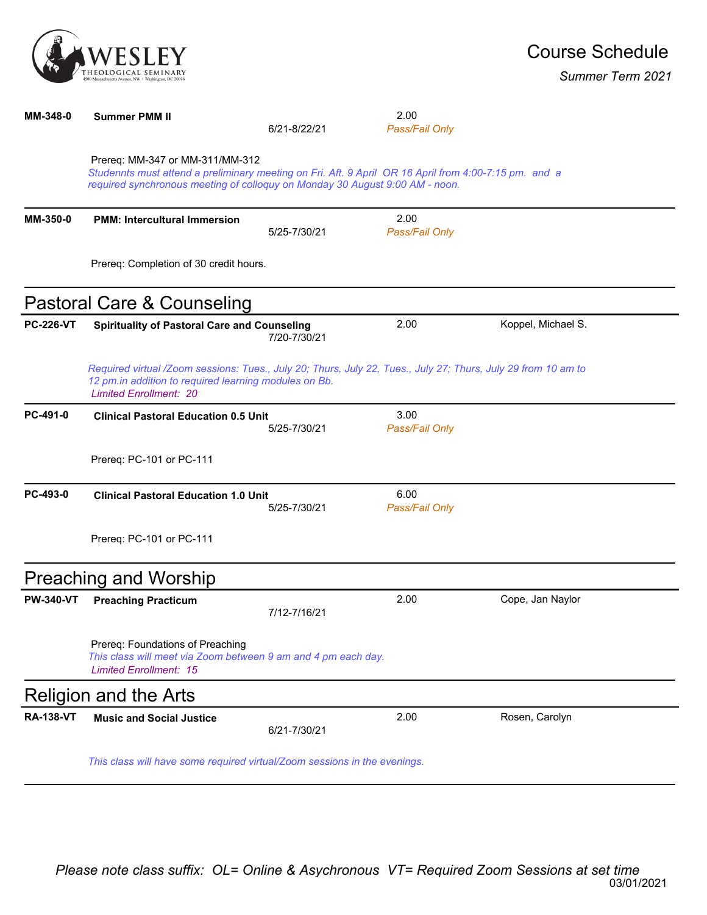| Course | Title | Dates | Credits | Instructor |
|---|---|---|---|---|
| MM-348-0 | **Summer PMM II** | 6/21-8/22/21 | 2.00 *Pass/Fail Only* | |

Prereq: MM-347 or MM-311/MM-312
*Studennts must attend a preliminary meeting on Fri. Aft. 9 April OR 16 April from 4:00-7:15 pm. and a required synchronous meeting of colloquy on Monday 30 August 9:00 AM - noon.*

| Course | Title | Dates | Credits | Instructor |
|---|---|---|---|---|
| MM-350-0 | **PMM: Intercultural Immersion** | 5/25-7/30/21 | 2.00 *Pass/Fail Only* | |

Prereq: Completion of 30 credit hours.

## Pastoral Care & Counseling

| Course | Title | Dates | Credits | Instructor |
|---|---|---|---|---|
| PC-226-VT | **Spirituality of Pastoral Care and Counseling** | 7/20-7/30/21 | 2.00 | Koppel, Michael S. |

*Required virtual /Zoom sessions: Tues., July 20; Thurs, July 22, Tues., July 27; Thurs, July 29 from 10 am to 12 pm.in addition to required learning modules on Bb.*
*Limited Enrollment: 20*

| Course | Title | Dates | Credits | Instructor |
|---|---|---|---|---|
| PC-491-0 | **Clinical Pastoral Education 0.5 Unit** | 5/25-7/30/21 | 3.00 *Pass/Fail Only* | |

Prereq: PC-101 or PC-111

| Course | Title | Dates | Credits | Instructor |
|---|---|---|---|---|
| PC-493-0 | **Clinical Pastoral Education 1.0 Unit** | 5/25-7/30/21 | 6.00 *Pass/Fail Only* | |

Prereq: PC-101 or PC-111

## Preaching and Worship

| Course | Title | Dates | Credits | Instructor |
|---|---|---|---|---|
| PW-340-VT | **Preaching Practicum** | 7/12-7/16/21 | 2.00 | Cope, Jan Naylor |

Prereq: Foundations of Preaching
*This class will meet via Zoom between 9 am and 4 pm each day.*
*Limited Enrollment: 15*

## Religion and the Arts

| Course | Title | Dates | Credits | Instructor |
|---|---|---|---|---|
| RA-138-VT | **Music and Social Justice** | 6/21-7/30/21 | 2.00 | Rosen, Carolyn |

*This class will have some required virtual/Zoom sessions in the evenings.*

*Please note class suffix: OL= Online & Asychronous VT= Required Zoom Sessions at set time*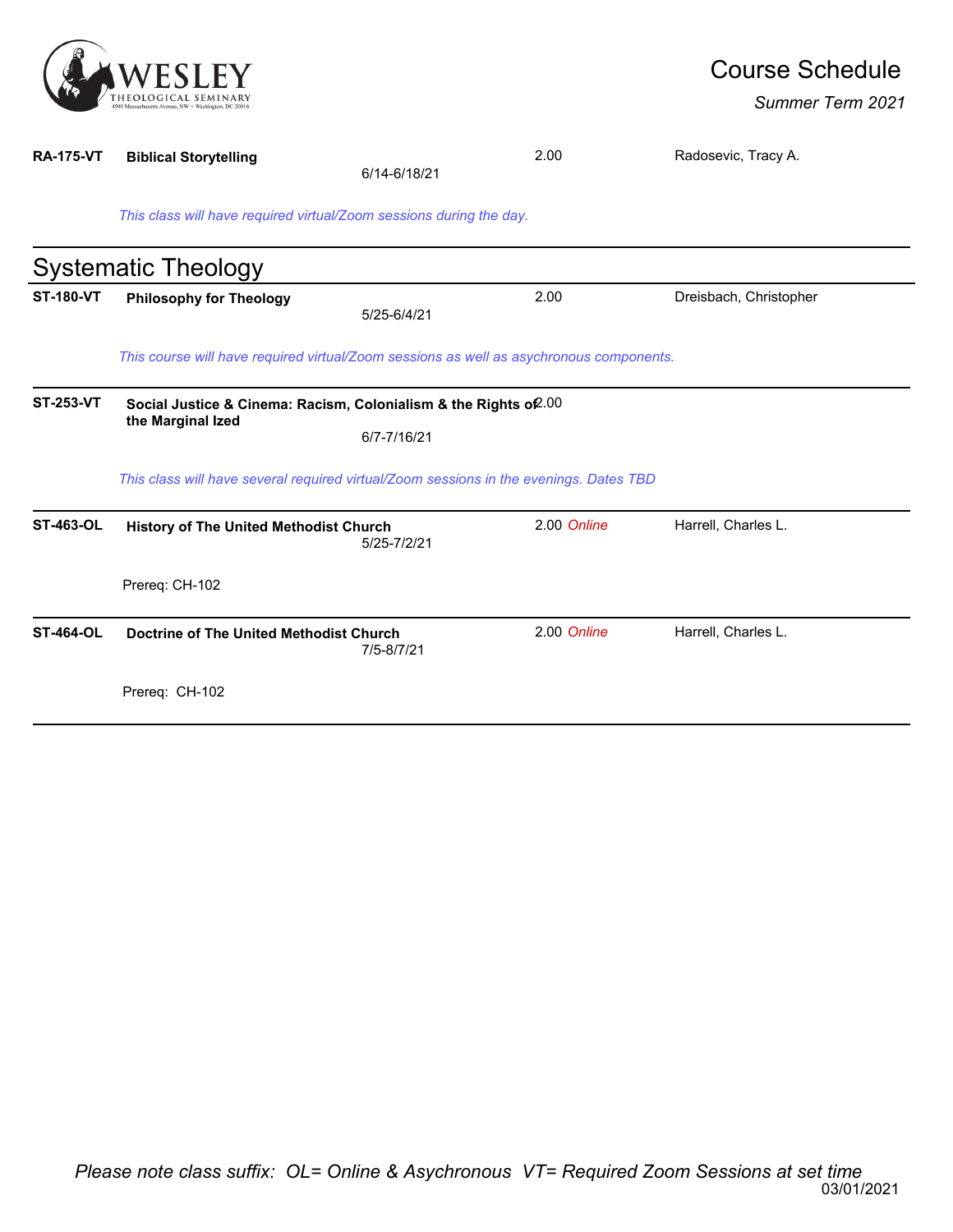RA-175-VT **Biblical Storytelling** 6/14-6/18/21 2.00 Radosevic, Tracy A.

*This class will have required virtual/Zoom sessions during the day.*

## Systematic Theology

ST-180-VT **Philosophy for Theology** 5/25-6/4/21 2.00 Dreisbach, Christopher

*This course will have required virtual/Zoom sessions as well as asychronous components.*

ST-253-VT **Social Justice & Cinema: Racism, Colonialism & the Rights of the Marginal Ized** 6/7-7/16/21 2.00

*This class will have several required virtual/Zoom sessions in the evenings. Dates TBD*

ST-463-OL **History of The United Methodist Church** 5/25-7/2/21 2.00 *Online* Harrell, Charles L.

Prereq: CH-102

ST-464-OL **Doctrine of The United Methodist Church** 7/5-8/7/21 2.00 *Online* Harrell, Charles L.

Prereq: CH-102

*Please note class suffix: OL= Online & Asychronous VT= Required Zoom Sessions at set time*